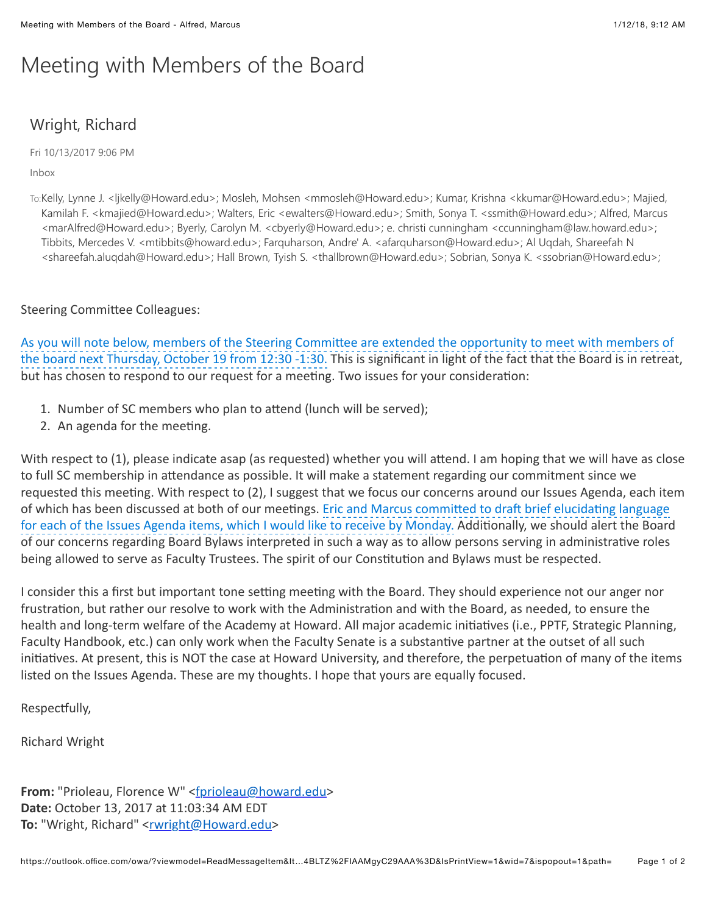# Meeting with Members of the Board

## Wright, Richard

Fri 10/13/2017 9:06 PM

Inbox

To: Kelly, Lynne J. <ljkelly@Howard.edu>; Mosleh, Mohsen <mmosleh@Howard.edu>; Kumar, Krishna <kkumar@Howard.edu>; Majied, Kamilah F. <kmajied@Howard.edu>; Walters, Eric <ewalters@Howard.edu>; Smith, Sonya T. <ssmith@Howard.edu>; Alfred, Marcus <marAlfred@Howard.edu>; Byerly, Carolyn M. <cbyerly@Howard.edu>; e. christi cunningham <ccunningham@law.howard.edu>; Tibbits, Mercedes V. <mtibbits@howard.edu>; Farquharson, Andre' A. <afarquharson@Howard.edu>; Al Uqdah, Shareefah N <shareefah.aluqdah@Howard.edu>; Hall Brown, Tyish S. <thallbrown@Howard.edu>; Sobrian, Sonya K. <ssobrian@Howard.edu>;

Steering Committee Colleagues:

As you will note below, members of the Steering Committee are extended the opportunity to meet with members of the board next Thursday, October 19 from 12:30 -1:30. This is significant in light of the fact that the Board is in retreat, but has chosen to respond to our request for a meeting. Two issues for your consideration:

1. Number of SC members who plan to attend (lunch will be served);
2. An agenda for the meeting.

With respect to (1), please indicate asap (as requested) whether you will attend. I am hoping that we will have as close to full SC membership in attendance as possible. It will make a statement regarding our commitment since we requested this meeting. With respect to (2), I suggest that we focus our concerns around our Issues Agenda, each item of which has been discussed at both of our meetings. Eric and Marcus committed to draft brief elucidating language for each of the Issues Agenda items, which I would like to receive by Monday. Additionally, we should alert the Board of our concerns regarding Board Bylaws interpreted in such a way as to allow persons serving in administrative roles being allowed to serve as Faculty Trustees. The spirit of our Constitution and Bylaws must be respected.

I consider this a first but important tone setting meeting with the Board. They should experience not our anger nor frustration, but rather our resolve to work with the Administration and with the Board, as needed, to ensure the health and long-term welfare of the Academy at Howard. All major academic initiatives (i.e., PPTF, Strategic Planning, Faculty Handbook, etc.) can only work when the Faculty Senate is a substantive partner at the outset of all such initiatives. At present, this is NOT the case at Howard University, and therefore, the perpetuation of many of the items listed on the Issues Agenda. These are my thoughts. I hope that yours are equally focused.

Respectfully,

Richard Wright

**From:** "Prioleau, Florence W" <fprioleau@howard.edu>
**Date:** October 13, 2017 at 11:03:34 AM EDT
**To:** "Wright, Richard" <rwright@Howard.edu>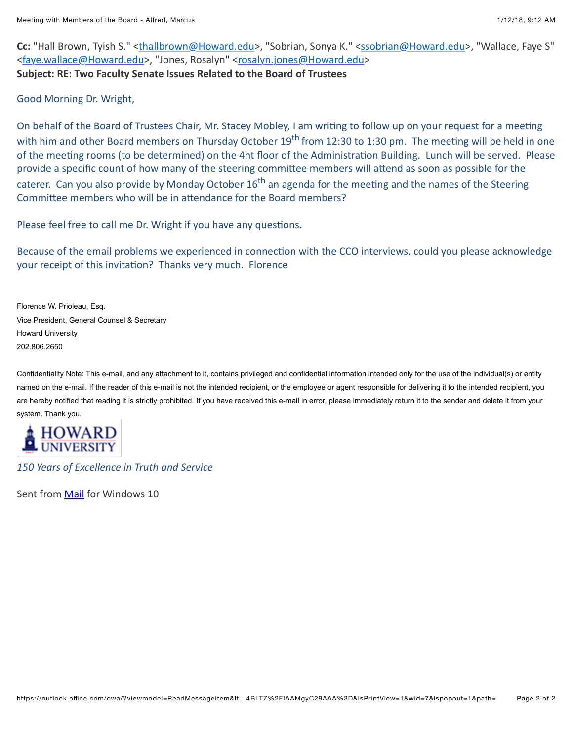**Cc:** "Hall Brown, Tyish S." <thallbrown@Howard.edu>, "Sobrian, Sonya K." <ssobrian@Howard.edu>, "Wallace, Faye S" <faye.wallace@Howard.edu>, "Jones, Rosalyn" <rosalyn.jones@Howard.edu>
**Subject: RE: Two Faculty Senate Issues Related to the Board of Trustees**

Good Morning Dr. Wright,

On behalf of the Board of Trustees Chair, Mr. Stacey Mobley, I am writing to follow up on your request for a meeting with him and other Board members on Thursday October 19th from 12:30 to 1:30 pm. The meeting will be held in one of the meeting rooms (to be determined) on the 4ht floor of the Administration Building. Lunch will be served. Please provide a specific count of how many of the steering committee members will attend as soon as possible for the caterer. Can you also provide by Monday October 16th an agenda for the meeting and the names of the Steering Committee members who will be in attendance for the Board members?

Please feel free to call me Dr. Wright if you have any questions.

Because of the email problems we experienced in connection with the CCO interviews, could you please acknowledge your receipt of this invitation? Thanks very much. Florence

Florence W. Prioleau, Esq.
Vice President, General Counsel & Secretary
Howard University
202.806.2650

Confidentiality Note: This e-mail, and any attachment to it, contains privileged and confidential information intended only for the use of the individual(s) or entity named on the e-mail. If the reader of this e-mail is not the intended recipient, or the employee or agent responsible for delivering it to the intended recipient, you are hereby notified that reading it is strictly prohibited. If you have received this e-mail in error, please immediately return it to the sender and delete it from your system. Thank you.

HOWARD UNIVERSITY

*150 Years of Excellence in Truth and Service*

Sent from Mail for Windows 10